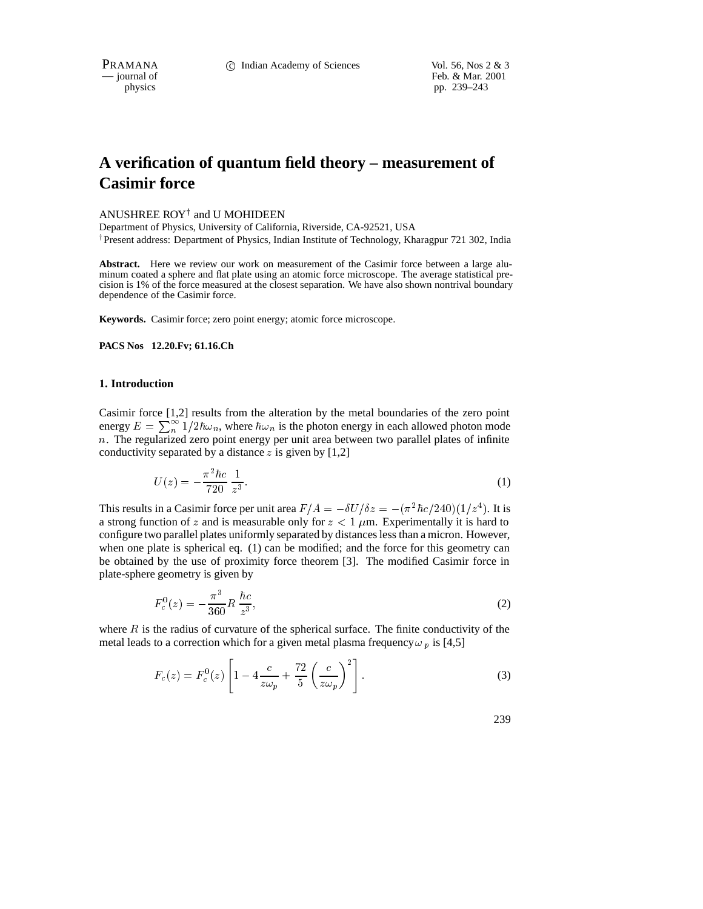# A verification of quantum field theory – measurement of Casimir force

ANUSHREE ROY[†] and U MOHIDEEN

Department of Physics, University of California, Riverside, CA-92521, USA

[†]Present address: Department of Physics, Indian Institute of Technology, Kharagpur 721 302, India

**Abstract.** Here we review our work on measurement of the Casimir force between a large aluminum coated a sphere and flat plate using an atomic force microscope. The average statistical precision is 1% of the force measured at the closest separation. We have also shown nontrival boundary dependence of the Casimir force.

**Keywords.** Casimir force; zero point energy; atomic force microscope.

**PACS Nos 12.20.Fv; 61.16.Ch**

## 1. Introduction

Casimir force [1,2] results from the alteration by the metal boundaries of the zero point energy $E = \sum_n^\infty 1/2\hbar\omega_n$, where $\hbar\omega_n$ is the photon energy in each allowed photon mode $n$. The regularized zero point energy per unit area between two parallel plates of infinite conductivity separated by a distance $z$ is given by [1,2]

$$U(z) = -\frac{\pi^2 \hbar c}{720}\,\frac{1}{z^3}. \tag{1}$$

This results in a Casimir force per unit area $F/A = -\delta U/\delta z = -(\pi^2\hbar c/240)(1/z^4)$. It is a strong function of $z$ and is measurable only for $z < 1\ \mu$m. Experimentally it is hard to configure two parallel plates uniformly separated by distances less than a micron. However, when one plate is spherical eq. (1) can be modified; and the force for this geometry can be obtained by the use of proximity force theorem [3]. The modified Casimir force in plate-sphere geometry is given by

$$F_c^0(z) = -\frac{\pi^3}{360} R\,\frac{\hbar c}{z^3}, \tag{2}$$

where $R$ is the radius of curvature of the spherical surface. The finite conductivity of the metal leads to a correction which for a given metal plasma frequency $\omega_p$ is [4,5]

$$F_c(z) = F_c^0(z)\left[1 - 4\frac{c}{z\omega_p} + \frac{72}{5}\left(\frac{c}{z\omega_p}\right)^2\right]. \tag{3}$$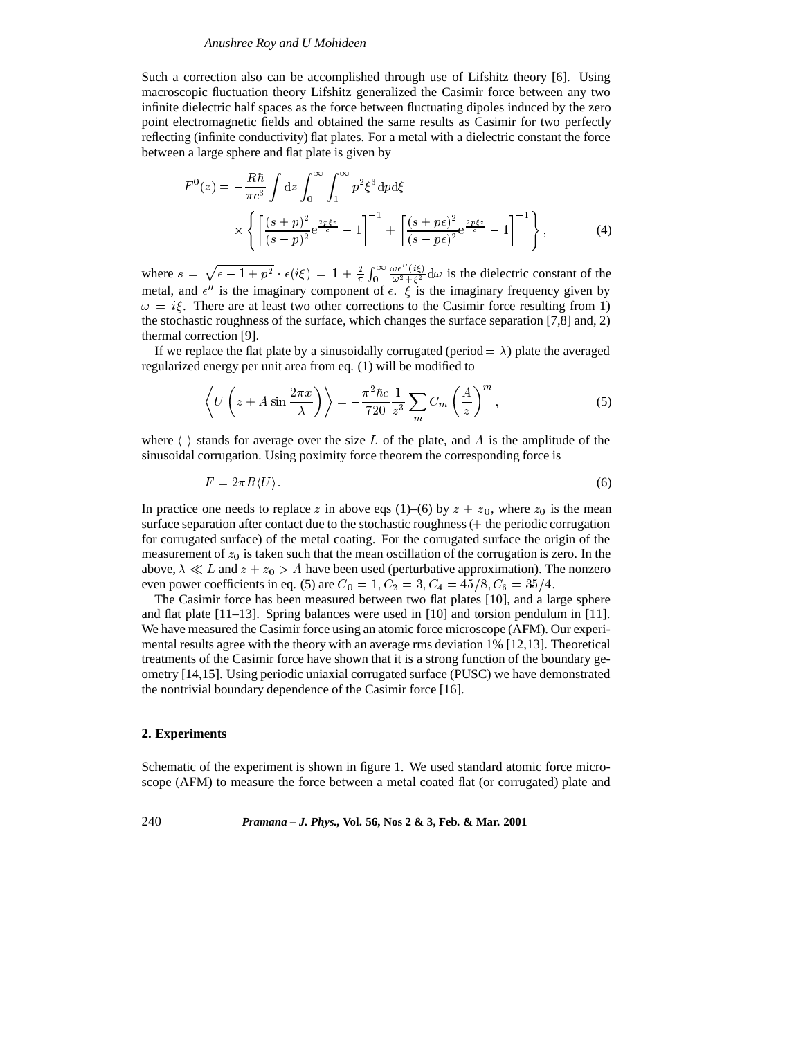Such a correction also can be accomplished through use of Lifshitz theory [6]. Using macroscopic fluctuation theory Lifshitz generalized the Casimir force between any two infinite dielectric half spaces as the force between fluctuating dipoles induced by the zero point electromagnetic fields and obtained the same results as Casimir for two perfectly reflecting (infinite conductivity) flat plates. For a metal with a dielectric constant the force between a large sphere and flat plate is given by

$$F^0(z) = -\frac{R\hbar}{\pi c^3}\int \mathrm{d}z \int_0^\infty \int_1^\infty p^2\xi^3 \mathrm{d}p\mathrm{d}\xi \times \left\{ \left[\frac{(s+p)^2}{(s-p)^2}\mathrm{e}^{\frac{2p\xi z}{c}} - 1\right]^{-1} + \left[\frac{(s+p\epsilon)^2}{(s-p\epsilon)^2}\mathrm{e}^{\frac{2p\xi z}{c}} - 1\right]^{-1}\right\}, \tag{4}$$

where $s = \sqrt{\epsilon - 1 + p^2} \cdot \epsilon(i\xi) = 1 + \frac{2}{\pi}\int_0^\infty \frac{\omega\epsilon''(i\xi)}{\omega^2+\xi^2}\mathrm{d}\omega$ is the dielectric constant of the metal, and $\epsilon''$ is the imaginary component of $\epsilon$. $\xi$ is the imaginary frequency given by $\omega = i\xi$. There are at least two other corrections to the Casimir force resulting from 1) the stochastic roughness of the surface, which changes the surface separation [7,8] and, 2) thermal correction [9].

If we replace the flat plate by a sinusoidally corrugated (period $= \lambda$) plate the averaged regularized energy per unit area from eq. (1) will be modified to

$$\left\langle U\left(z + A\sin\frac{2\pi x}{\lambda}\right)\right\rangle = -\frac{\pi^2\hbar c}{720}\frac{1}{z^3}\sum_m C_m \left(\frac{A}{z}\right)^m, \tag{5}$$

where $\langle\ \rangle$ stands for average over the size $L$ of the plate, and $A$ is the amplitude of the sinusoidal corrugation. Using poximity force theorem the corresponding force is

$$F = 2\pi R\langle U\rangle. \tag{6}$$

In practice one needs to replace $z$ in above eqs (1)–(6) by $z + z_0$, where $z_0$ is the mean surface separation after contact due to the stochastic roughness (+ the periodic corrugation for corrugated surface) of the metal coating. For the corrugated surface the origin of the measurement of $z_0$ is taken such that the mean oscillation of the corrugation is zero. In the above, $\lambda \ll L$ and $z + z_0 > A$ have been used (perturbative approximation). The nonzero even power coefficients in eq. (5) are $C_0 = 1, C_2 = 3, C_4 = 45/8, C_6 = 35/4$.

The Casimir force has been measured between two flat plates [10], and a large sphere and flat plate [11–13]. Spring balances were used in [10] and torsion pendulum in [11]. We have measured the Casimir force using an atomic force microscope (AFM). Our experimental results agree with the theory with an average rms deviation 1% [12,13]. Theoretical treatments of the Casimir force have shown that it is a strong function of the boundary geometry [14,15]. Using periodic uniaxial corrugated surface (PUSC) we have demonstrated the nontrivial boundary dependence of the Casimir force [16].

## 2. Experiments

Schematic of the experiment is shown in figure 1. We used standard atomic force microscope (AFM) to measure the force between a metal coated flat (or corrugated) plate and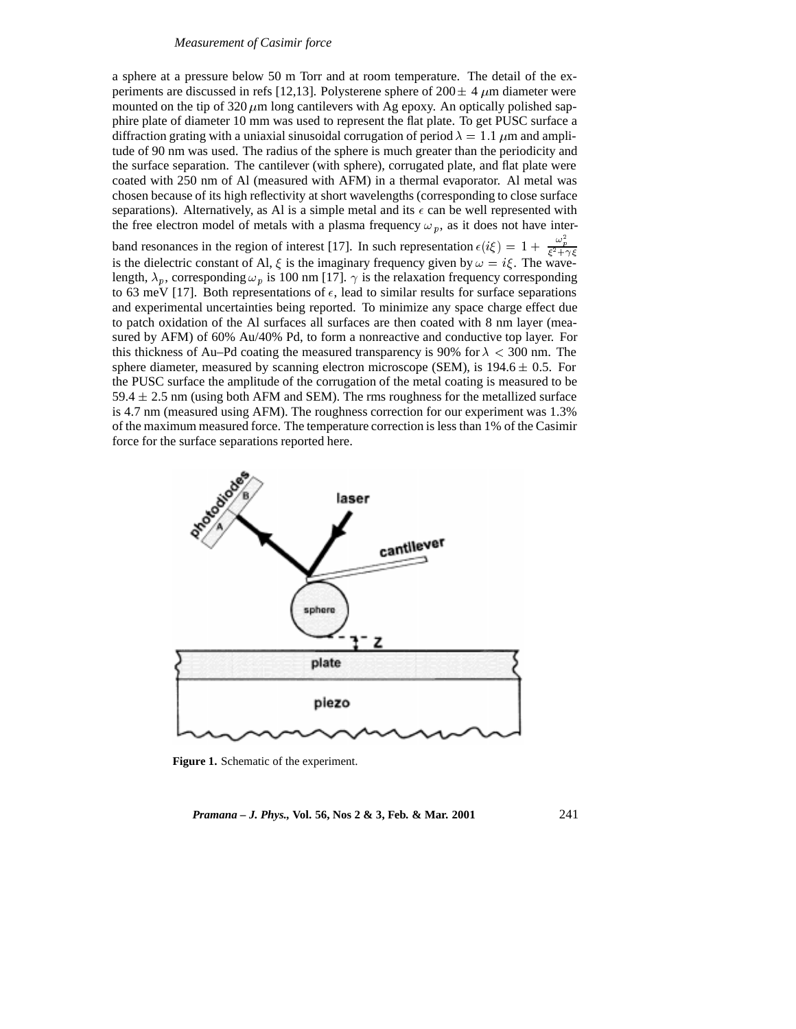a sphere at a pressure below 50 m Torr and at room temperature. The detail of the experiments are discussed in refs [12,13]. Polysterene sphere of $200 \pm 4\ \mu$m diameter were mounted on the tip of $320\ \mu$m long cantilevers with Ag epoxy. An optically polished sapphire plate of diameter 10 mm was used to represent the flat plate. To get PUSC surface a diffraction grating with a uniaxial sinusoidal corrugation of period $\lambda = 1.1\ \mu$m and amplitude of 90 nm was used. The radius of the sphere is much greater than the periodicity and the surface separation. The cantilever (with sphere), corrugated plate, and flat plate were coated with 250 nm of Al (measured with AFM) in a thermal evaporator. Al metal was chosen because of its high reflectivity at short wavelengths (corresponding to close surface separations). Alternatively, as Al is a simple metal and its $\epsilon$ can be well represented with the free electron model of metals with a plasma frequency $\omega_p$, as it does not have interband resonances in the region of interest [17]. In such representation $\epsilon(i\xi) = 1 + \frac{\omega_p^2}{\xi^2 + \gamma\xi}$ is the dielectric constant of Al, $\xi$ is the imaginary frequency given by $\omega = i\xi$. The wavelength, $\lambda_p$, corresponding $\omega_p$ is 100 nm [17]. $\gamma$ is the relaxation frequency corresponding to 63 meV [17]. Both representations of $\epsilon$, lead to similar results for surface separations and experimental uncertainties being reported. To minimize any space charge effect due to patch oxidation of the Al surfaces all surfaces are then coated with 8 nm layer (measured by AFM) of 60% Au/40% Pd, to form a nonreactive and conductive top layer. For this thickness of Au–Pd coating the measured transparency is 90% for $\lambda < 300$ nm. The sphere diameter, measured by scanning electron microscope (SEM), is $194.6 \pm 0.5$. For the PUSC surface the amplitude of the corrugation of the metal coating is measured to be $59.4 \pm 2.5$ nm (using both AFM and SEM). The rms roughness for the metallized surface is 4.7 nm (measured using AFM). The roughness correction for our experiment was 1.3% of the maximum measured force. The temperature correction is less than 1% of the Casimir force for the surface separations reported here.

photodiodes
A
B
laser
cantilever
sphere
Z
plate
piezo

**Figure 1.** Schematic of the experiment.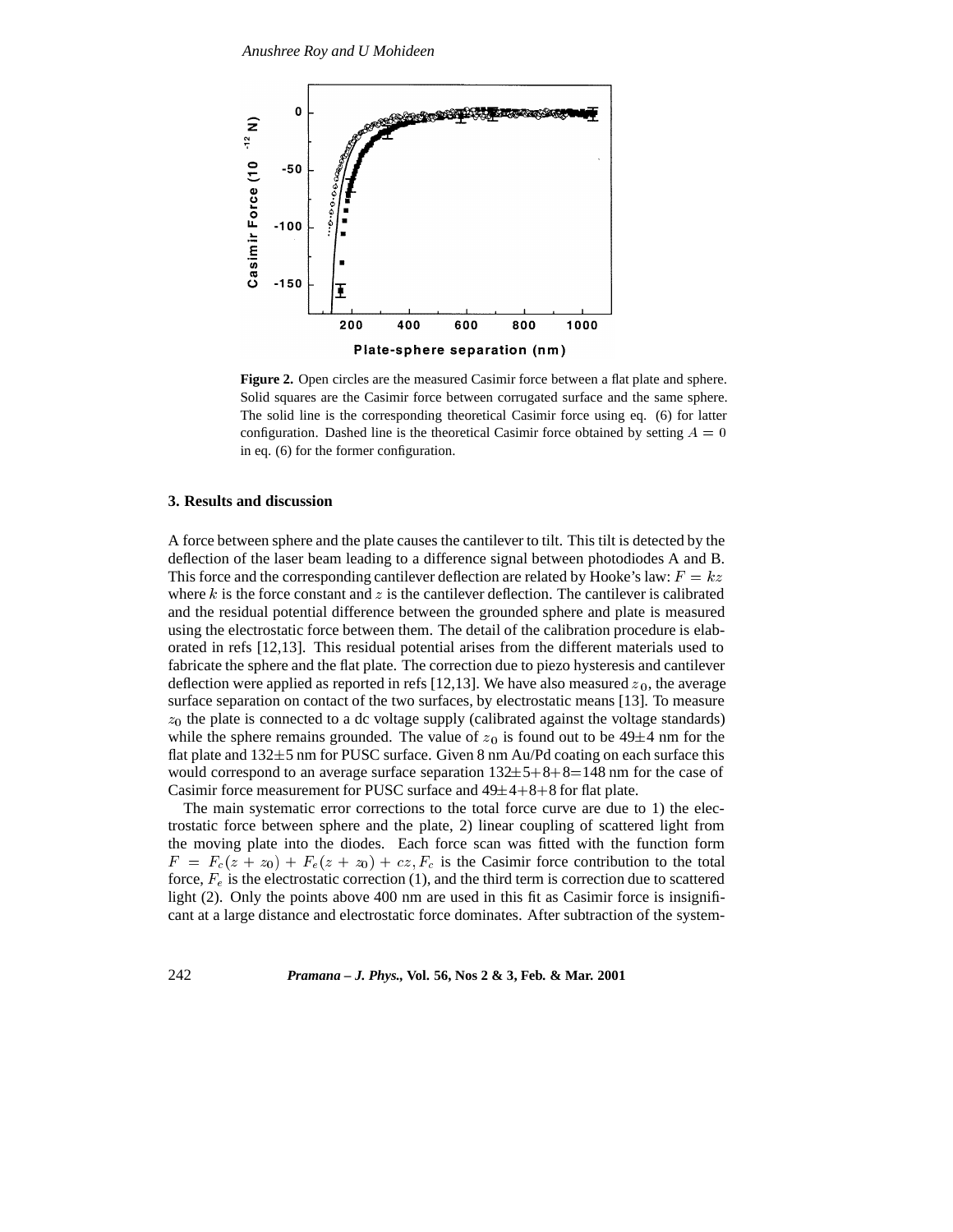Casimir Force (10 -12 N)

0

-50

-100

-150

200 400 600 800 1000

Plate-sphere separation (nm)

**Figure 2.** Open circles are the measured Casimir force between a flat plate and sphere. Solid squares are the Casimir force between corrugated surface and the same sphere. The solid line is the corresponding theoretical Casimir force using eq. (6) for latter configuration. Dashed line is the theoretical Casimir force obtained by setting $A = 0$ in eq. (6) for the former configuration.

### 3. Results and discussion

A force between sphere and the plate causes the cantilever to tilt. This tilt is detected by the deflection of the laser beam leading to a difference signal between photodiodes A and B. This force and the corresponding cantilever deflection are related by Hooke's law: $F = kz$ where $k$ is the force constant and $z$ is the cantilever deflection. The cantilever is calibrated and the residual potential difference between the grounded sphere and plate is measured using the electrostatic force between them. The detail of the calibration procedure is elaborated in refs [12,13]. This residual potential arises from the different materials used to fabricate the sphere and the flat plate. The correction due to piezo hysteresis and cantilever deflection were applied as reported in refs [12,13]. We have also measured $z_0$, the average surface separation on contact of the two surfaces, by electrostatic means [13]. To measure $z_0$ the plate is connected to a dc voltage supply (calibrated against the voltage standards) while the sphere remains grounded. The value of $z_0$ is found out to be 49$\pm$4 nm for the flat plate and 132$\pm$5 nm for PUSC surface. Given 8 nm Au/Pd coating on each surface this would correspond to an average surface separation 132$\pm$5+8+8=148 nm for the case of Casimir force measurement for PUSC surface and 49$\pm$4+8+8 for flat plate.

The main systematic error corrections to the total force curve are due to 1) the electrostatic force between sphere and the plate, 2) linear coupling of scattered light from the moving plate into the diodes. Each force scan was fitted with the function form $F = F_c(z + z_0) + F_e(z + z_0) + cz, F_c$ is the Casimir force contribution to the total force, $F_e$ is the electrostatic correction (1), and the third term is correction due to scattered light (2). Only the points above 400 nm are used in this fit as Casimir force is insignificant at a large distance and electrostatic force dominates. After subtraction of the system-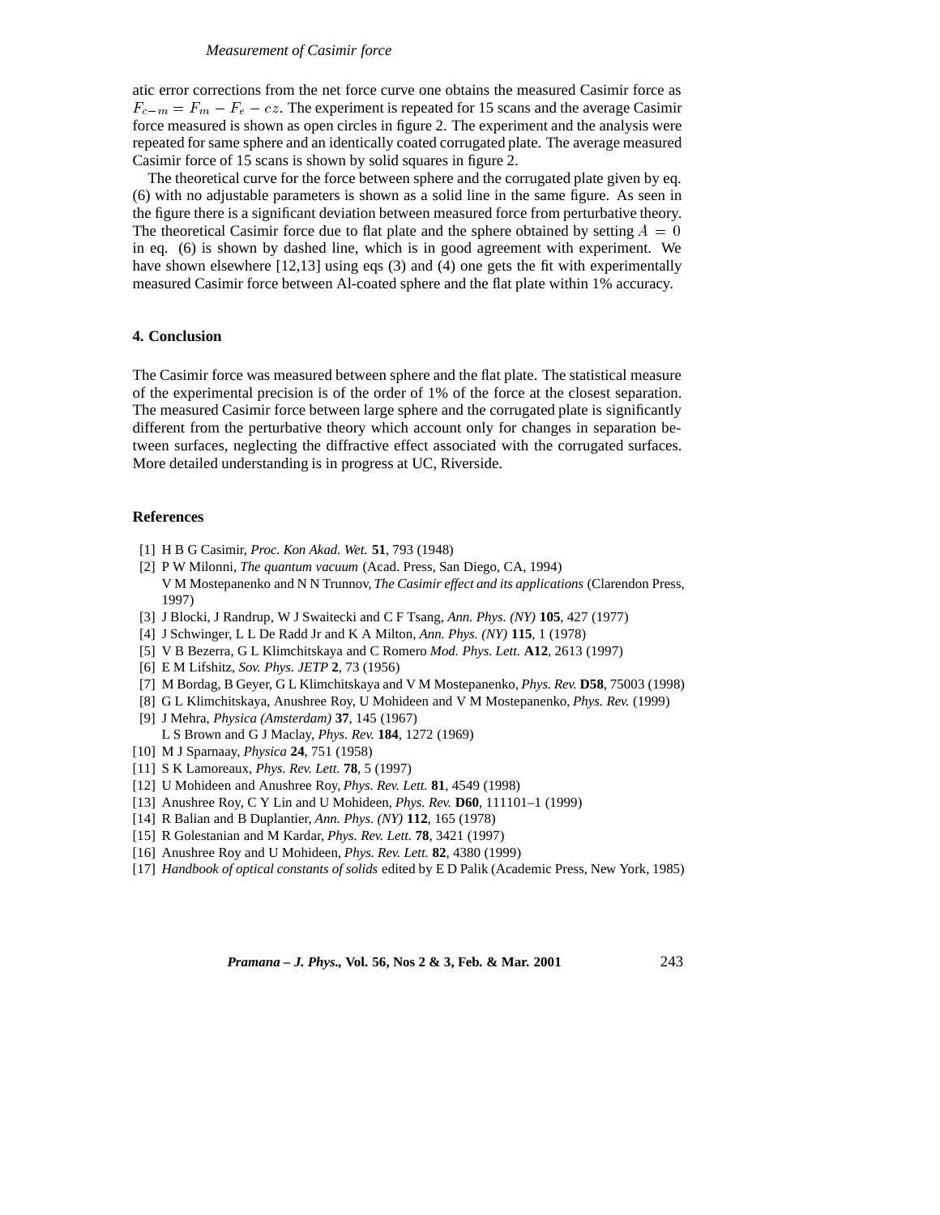atic error corrections from the net force curve one obtains the measured Casimir force as $F_{c-m} = F_m - F_e - cz$. The experiment is repeated for 15 scans and the average Casimir force measured is shown as open circles in figure 2. The experiment and the analysis were repeated for same sphere and an identically coated corrugated plate. The average measured Casimir force of 15 scans is shown by solid squares in figure 2.

The theoretical curve for the force between sphere and the corrugated plate given by eq. (6) with no adjustable parameters is shown as a solid line in the same figure. As seen in the figure there is a significant deviation between measured force from perturbative theory. The theoretical Casimir force due to flat plate and the sphere obtained by setting $A = 0$ in eq. (6) is shown by dashed line, which is in good agreement with experiment. We have shown elsewhere [12,13] using eqs (3) and (4) one gets the fit with experimentally measured Casimir force between Al-coated sphere and the flat plate within 1% accuracy.

## 4. Conclusion

The Casimir force was measured between sphere and the flat plate. The statistical measure of the experimental precision is of the order of 1% of the force at the closest separation. The measured Casimir force between large sphere and the corrugated plate is significantly different from the perturbative theory which account only for changes in separation between surfaces, neglecting the diffractive effect associated with the corrugated surfaces. More detailed understanding is in progress at UC, Riverside.

## References

[1] H B G Casimir, *Proc. Kon Akad. Wet.* **51**, 793 (1948)

[2] P W Milonni, *The quantum vacuum* (Acad. Press, San Diego, CA, 1994)
V M Mostepanenko and N N Trunnov, *The Casimir effect and its applications* (Clarendon Press, 1997)

[3] J Blocki, J Randrup, W J Swaitecki and C F Tsang, *Ann. Phys. (NY)* **105**, 427 (1977)

[4] J Schwinger, L L De Radd Jr and K A Milton, *Ann. Phys. (NY)* **115**, 1 (1978)

[5] V B Bezerra, G L Klimchitskaya and C Romero *Mod. Phys. Lett.* **A12**, 2613 (1997)

[6] E M Lifshitz, *Sov. Phys. JETP* **2**, 73 (1956)

[7] M Bordag, B Geyer, G L Klimchitskaya and V M Mostepanenko, *Phys. Rev.* **D58**, 75003 (1998)

[8] G L Klimchitskaya, Anushree Roy, U Mohideen and V M Mostepanenko, *Phys. Rev.* (1999)

[9] J Mehra, *Physica (Amsterdam)* **37**, 145 (1967)
L S Brown and G J Maclay, *Phys. Rev.* **184**, 1272 (1969)

[10] M J Sparnaay, *Physica* **24**, 751 (1958)

[11] S K Lamoreaux, *Phys. Rev. Lett.* **78**, 5 (1997)

[12] U Mohideen and Anushree Roy, *Phys. Rev. Lett.* **81**, 4549 (1998)

[13] Anushree Roy, C Y Lin and U Mohideen, *Phys. Rev.* **D60**, 111101–1 (1999)

[14] R Balian and B Duplantier, *Ann. Phys. (NY)* **112**, 165 (1978)

[15] R Golestanian and M Kardar, *Phys. Rev. Lett.* **78**, 3421 (1997)

[16] Anushree Roy and U Mohideen, *Phys. Rev. Lett.* **82**, 4380 (1999)

[17] *Handbook of optical constants of solids* edited by E D Palik (Academic Press, New York, 1985)